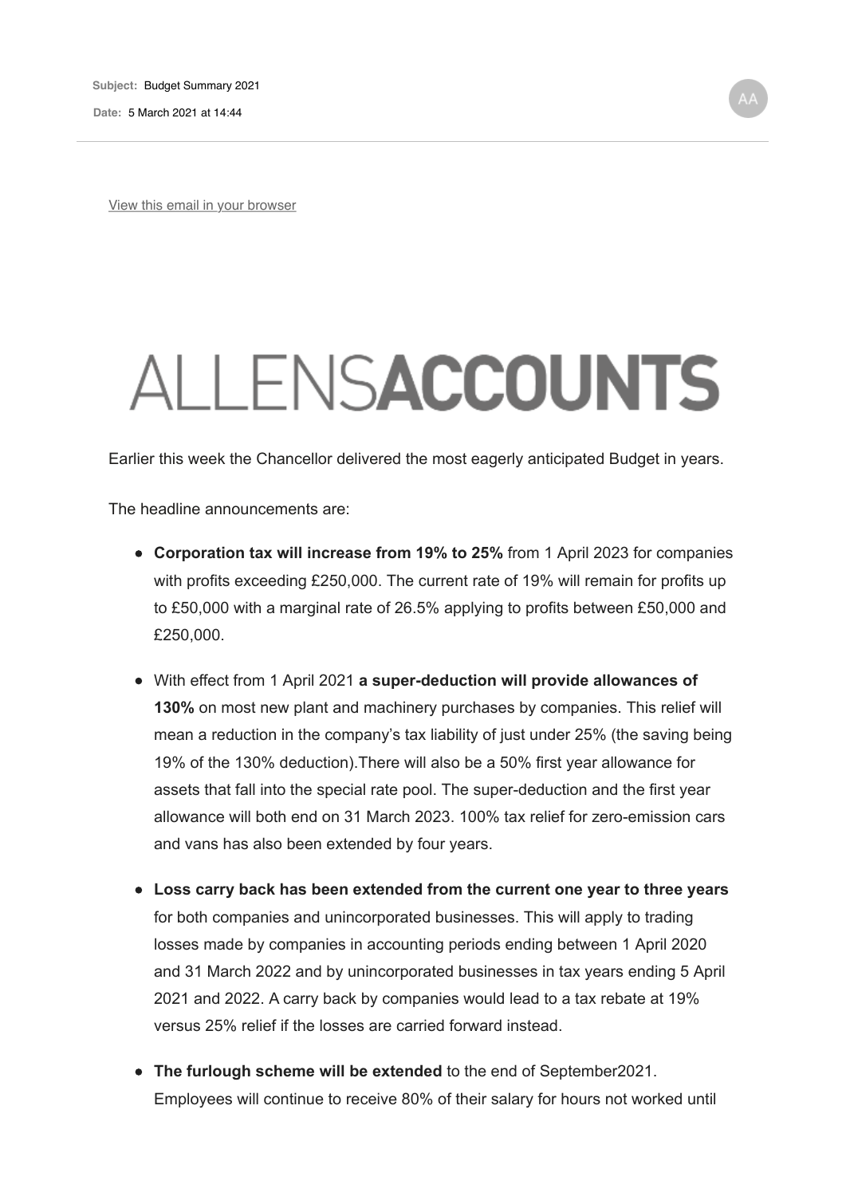**Subject:** Budget Summary 2021

**Date:** 5 March 2021 at 14:44

AA

View this email in your browser

# ALLENSACCOUNTS

Earlier this week the Chancellor delivered the most eagerly anticipated Budget in years.

The headline announcements are:

- **Corporation tax will increase from 19% to 25%** from 1 April 2023 for companies with profits exceeding £250,000. The current rate of 19% will remain for profits up to £50,000 with a marginal rate of 26.5% applying to profits between £50,000 and £250,000.
- With effect from 1 April 2021 **a super-deduction will provide allowances of 130%** on most new plant and machinery purchases by companies. This relief will mean a reduction in the company's tax liability of just under 25% (the saving being 19% of the 130% deduction).There will also be a 50% first year allowance for assets that fall into the special rate pool. The super-deduction and the first year allowance will both end on 31 March 2023. 100% tax relief for zero-emission cars and vans has also been extended by four years.
- **Loss carry back has been extended from the current one year to three years** for both companies and unincorporated businesses. This will apply to trading losses made by companies in accounting periods ending between 1 April 2020 and 31 March 2022 and by unincorporated businesses in tax years ending 5 April 2021 and 2022. A carry back by companies would lead to a tax rebate at 19% versus 25% relief if the losses are carried forward instead.
- **The furlough scheme will be extended** to the end of September2021. Employees will continue to receive 80% of their salary for hours not worked until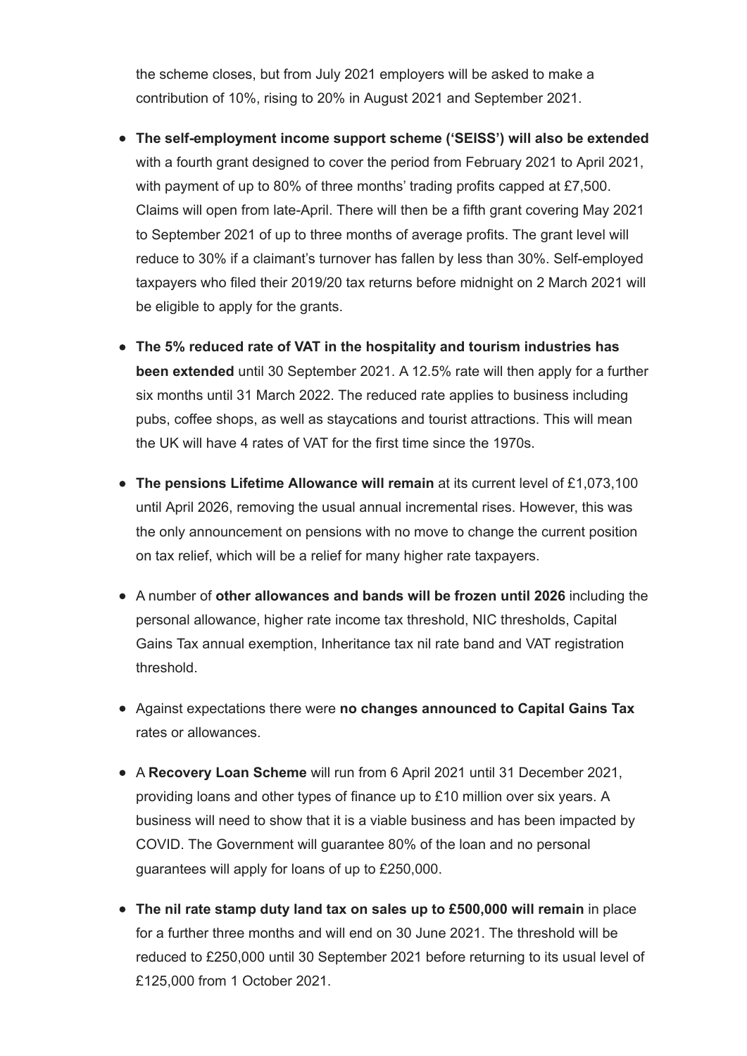the scheme closes, but from July 2021 employers will be asked to make a contribution of 10%, rising to 20% in August 2021 and September 2021.

- **The self-employment income support scheme ('SEISS') will also be extended** with a fourth grant designed to cover the period from February 2021 to April 2021, with payment of up to 80% of three months' trading profits capped at £7,500. Claims will open from late-April. There will then be a fifth grant covering May 2021 to September 2021 of up to three months of average profits. The grant level will reduce to 30% if a claimant's turnover has fallen by less than 30%. Self-employed taxpayers who filed their 2019/20 tax returns before midnight on 2 March 2021 will be eligible to apply for the grants.

- **The 5% reduced rate of VAT in the hospitality and tourism industries has been extended** until 30 September 2021. A 12.5% rate will then apply for a further six months until 31 March 2022. The reduced rate applies to business including pubs, coffee shops, as well as staycations and tourist attractions. This will mean the UK will have 4 rates of VAT for the first time since the 1970s.

- **The pensions Lifetime Allowance will remain** at its current level of £1,073,100 until April 2026, removing the usual annual incremental rises. However, this was the only announcement on pensions with no move to change the current position on tax relief, which will be a relief for many higher rate taxpayers.

- A number of **other allowances and bands will be frozen until 2026** including the personal allowance, higher rate income tax threshold, NIC thresholds, Capital Gains Tax annual exemption, Inheritance tax nil rate band and VAT registration threshold.

- Against expectations there were **no changes announced to Capital Gains Tax** rates or allowances.

- A **Recovery Loan Scheme** will run from 6 April 2021 until 31 December 2021, providing loans and other types of finance up to £10 million over six years. A business will need to show that it is a viable business and has been impacted by COVID. The Government will guarantee 80% of the loan and no personal guarantees will apply for loans of up to £250,000.

- **The nil rate stamp duty land tax on sales up to £500,000 will remain** in place for a further three months and will end on 30 June 2021. The threshold will be reduced to £250,000 until 30 September 2021 before returning to its usual level of £125,000 from 1 October 2021.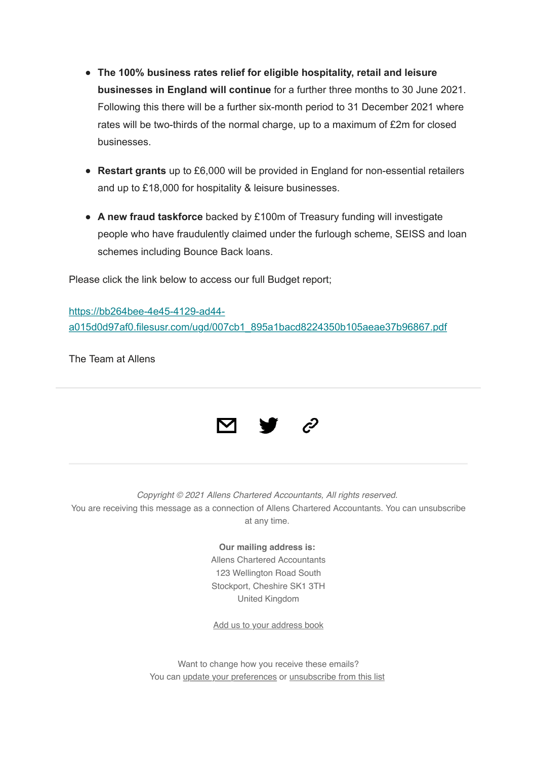- **The 100% business rates relief for eligible hospitality, retail and leisure businesses in England will continue** for a further three months to 30 June 2021. Following this there will be a further six-month period to 31 December 2021 where rates will be two-thirds of the normal charge, up to a maximum of £2m for closed businesses.
- **Restart grants** up to £6,000 will be provided in England for non-essential retailers and up to £18,000 for hospitality & leisure businesses.
- **A new fraud taskforce** backed by £100m of Treasury funding will investigate people who have fraudulently claimed under the furlough scheme, SEISS and loan schemes including Bounce Back loans.

Please click the link below to access our full Budget report;

[https://bb264bee-4e45-4129-ad44-a015d0d97af0.filesusr.com/ugd/007cb1_895a1bacd8224350b105aeae37b96867.pdf](https://bb264bee-4e45-4129-ad44-a015d0d97af0.filesusr.com/ugd/007cb1_895a1bacd8224350b105aeae37b96867.pdf)

The Team at Allens

---

*Copyright © 2021 Allens Chartered Accountants, All rights reserved.*
You are receiving this message as a connection of Allens Chartered Accountants. You can unsubscribe at any time.

**Our mailing address is:**
Allens Chartered Accountants
123 Wellington Road South
Stockport, Cheshire SK1 3TH
United Kingdom

Add us to your address book

Want to change how you receive these emails?
You can update your preferences or unsubscribe from this list